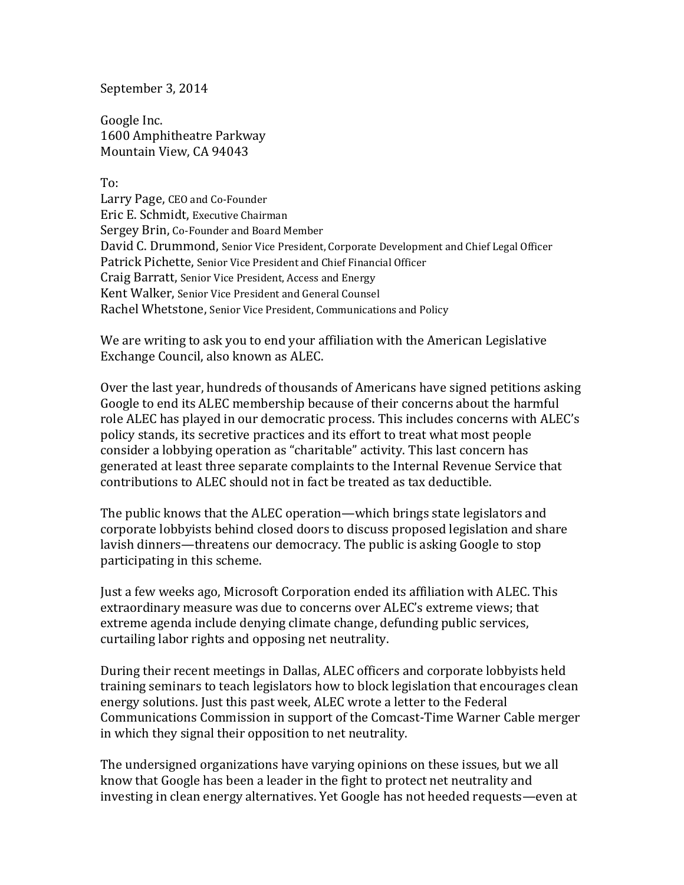September 3, 2014

Google Inc.
1600 Amphitheatre Parkway
Mountain View, CA 94043

To:
Larry Page, CEO and Co-Founder
Eric E. Schmidt, Executive Chairman
Sergey Brin, Co-Founder and Board Member
David C. Drummond, Senior Vice President, Corporate Development and Chief Legal Officer
Patrick Pichette, Senior Vice President and Chief Financial Officer
Craig Barratt, Senior Vice President, Access and Energy
Kent Walker, Senior Vice President and General Counsel
Rachel Whetstone, Senior Vice President, Communications and Policy

We are writing to ask you to end your affiliation with the American Legislative Exchange Council, also known as ALEC.

Over the last year, hundreds of thousands of Americans have signed petitions asking Google to end its ALEC membership because of their concerns about the harmful role ALEC has played in our democratic process. This includes concerns with ALEC's policy stands, its secretive practices and its effort to treat what most people consider a lobbying operation as "charitable" activity. This last concern has generated at least three separate complaints to the Internal Revenue Service that contributions to ALEC should not in fact be treated as tax deductible.

The public knows that the ALEC operation—which brings state legislators and corporate lobbyists behind closed doors to discuss proposed legislation and share lavish dinners—threatens our democracy. The public is asking Google to stop participating in this scheme.

Just a few weeks ago, Microsoft Corporation ended its affiliation with ALEC. This extraordinary measure was due to concerns over ALEC's extreme views; that extreme agenda include denying climate change, defunding public services, curtailing labor rights and opposing net neutrality.

During their recent meetings in Dallas, ALEC officers and corporate lobbyists held training seminars to teach legislators how to block legislation that encourages clean energy solutions. Just this past week, ALEC wrote a letter to the Federal Communications Commission in support of the Comcast-Time Warner Cable merger in which they signal their opposition to net neutrality.

The undersigned organizations have varying opinions on these issues, but we all know that Google has been a leader in the fight to protect net neutrality and investing in clean energy alternatives. Yet Google has not heeded requests—even at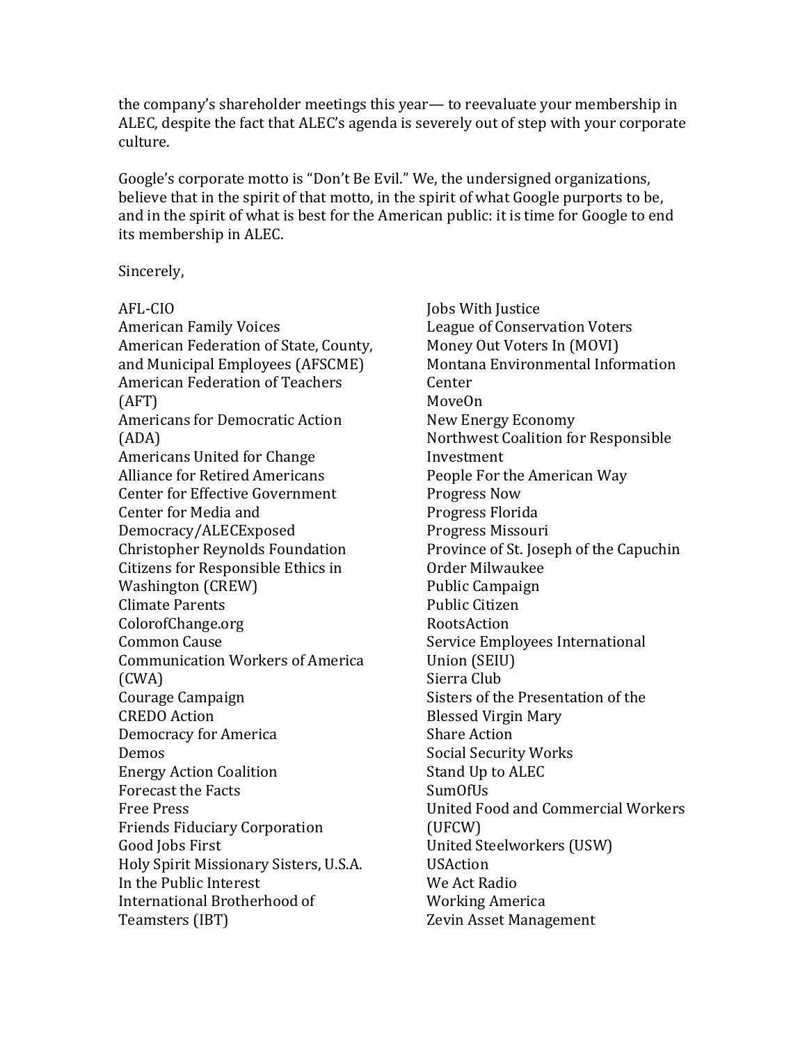the company's shareholder meetings this year— to reevaluate your membership in ALEC, despite the fact that ALEC's agenda is severely out of step with your corporate culture.

Google's corporate motto is "Don't Be Evil." We, the undersigned organizations, believe that in the spirit of that motto, in the spirit of what Google purports to be, and in the spirit of what is best for the American public: it is time for Google to end its membership in ALEC.

Sincerely,

AFL-CIO
American Family Voices
American Federation of State, County, and Municipal Employees (AFSCME)
American Federation of Teachers (AFT)
Americans for Democratic Action (ADA)
Americans United for Change
Alliance for Retired Americans
Center for Effective Government
Center for Media and Democracy/ALECExposed
Christopher Reynolds Foundation
Citizens for Responsible Ethics in Washington (CREW)
Climate Parents
ColorofChange.org
Common Cause
Communication Workers of America (CWA)
Courage Campaign
CREDO Action
Democracy for America
Demos
Energy Action Coalition
Forecast the Facts
Free Press
Friends Fiduciary Corporation
Good Jobs First
Holy Spirit Missionary Sisters, U.S.A.
In the Public Interest
International Brotherhood of Teamsters (IBT)
Jobs With Justice
League of Conservation Voters
Money Out Voters In (MOVI)
Montana Environmental Information Center
MoveOn
New Energy Economy
Northwest Coalition for Responsible Investment
People For the American Way
Progress Now
Progress Florida
Progress Missouri
Province of St. Joseph of the Capuchin Order Milwaukee
Public Campaign
Public Citizen
RootsAction
Service Employees International Union (SEIU)
Sierra Club
Sisters of the Presentation of the Blessed Virgin Mary
Share Action
Social Security Works
Stand Up to ALEC
SumOfUs
United Food and Commercial Workers (UFCW)
United Steelworkers (USW)
USAction
We Act Radio
Working America
Zevin Asset Management